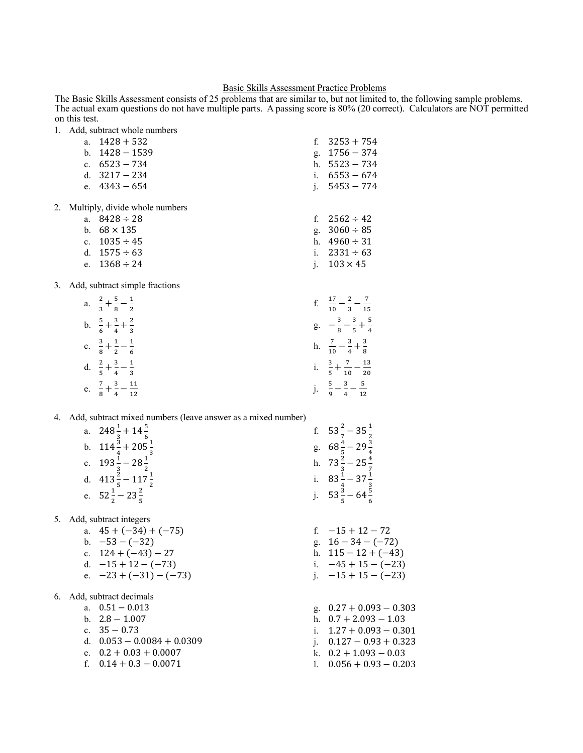# Basic Skills Assessment Practice Problems

The Basic Skills Assessment consists of 25 problems that are similar to, but not limited to, the following sample problems. The actual exam questions do not have multiple parts. A passing score is 80% (20 correct). Calculators are NOT permitted on this test.

1. Add, subtract whole numbers
   a. $1428 + 532$
   b. $1428 - 1539$
   c. $6523 - 734$
   d. $3217 - 234$
   e. $4343 - 654$
   f. $3253 + 754$
   g. $1756 - 374$
   h. $5523 - 734$
   i. $6553 - 674$
   j. $5453 - 774$

2. Multiply, divide whole numbers
   a. $8428 \div 28$
   b. $68 \times 135$
   c. $1035 \div 45$
   d. $1575 \div 63$
   e. $1368 \div 24$
   f. $2562 \div 42$
   g. $3060 \div 85$
   h. $4960 \div 31$
   i. $2331 \div 63$
   j. $103 \times 45$

3. Add, subtract simple fractions
   a. $\frac{2}{3} + \frac{5}{8} - \frac{1}{2}$
   b. $\frac{5}{6} + \frac{3}{4} + \frac{2}{3}$
   c. $\frac{3}{8} + \frac{1}{2} - \frac{1}{6}$
   d. $\frac{2}{5} + \frac{3}{4} - \frac{1}{3}$
   e. $\frac{7}{8} + \frac{3}{4} - \frac{11}{12}$
   f. $\frac{17}{10} - \frac{2}{3} - \frac{7}{15}$
   g. $-\frac{3}{8} - \frac{3}{5} + \frac{5}{4}$
   h. $\frac{7}{10} - \frac{3}{4} + \frac{3}{8}$
   i. $\frac{3}{5} + \frac{7}{10} - \frac{13}{20}$
   j. $\frac{5}{9} - \frac{3}{4} - \frac{5}{12}$

4. Add, subtract mixed numbers (leave answer as a mixed number)
   a. $248\frac{1}{3} + 14\frac{5}{6}$
   b. $114\frac{3}{4} + 205\frac{1}{3}$
   c. $193\frac{1}{3} - 28\frac{1}{2}$
   d. $413\frac{2}{5} - 117\frac{1}{2}$
   e. $52\frac{1}{2} - 23\frac{2}{5}$
   f. $53\frac{2}{7} - 35\frac{1}{2}$
   g. $68\frac{4}{5} - 29\frac{3}{4}$
   h. $73\frac{2}{3} - 25\frac{4}{7}$
   i. $83\frac{1}{4} - 37\frac{1}{3}$
   j. $53\frac{3}{5} - 64\frac{5}{6}$

5. Add, subtract integers
   a. $45 + (-34) + (-75)$
   b. $-53 - (-32)$
   c. $124 + (-43) - 27$
   d. $-15 + 12 - (-73)$
   e. $-23 + (-31) - (-73)$
   f. $-15 + 12 - 72$
   g. $16 - 34 - (-72)$
   h. $115 - 12 + (-43)$
   i. $-45 + 15 - (-23)$
   j. $-15 + 15 - (-23)$

6. Add, subtract decimals
   a. $0.51 - 0.013$
   b. $2.8 - 1.007$
   c. $35 - 0.73$
   d. $0.053 - 0.0084 + 0.0309$
   e. $0.2 + 0.03 + 0.0007$
   f. $0.14 + 0.3 - 0.0071$
   g. $0.27 + 0.093 - 0.303$
   h. $0.7 + 2.093 - 1.03$
   i. $1.27 + 0.093 - 0.301$
   j. $0.127 - 0.93 + 0.323$
   k. $0.2 + 1.093 - 0.03$
   l. $0.056 + 0.93 - 0.203$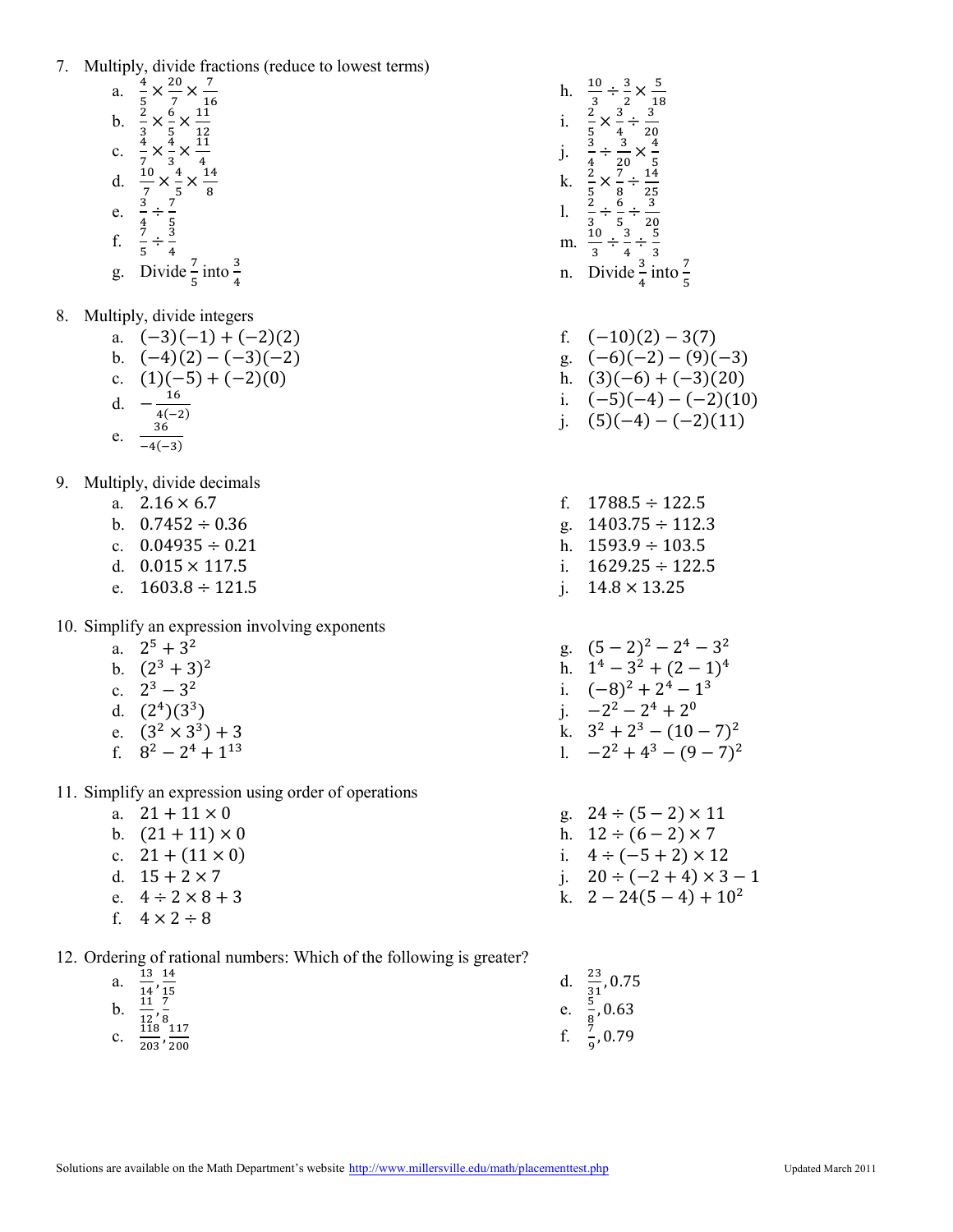7. Multiply, divide fractions (reduce to lowest terms)
   a. $\frac{4}{5} \times \frac{20}{7} \times \frac{7}{16}$
   b. $\frac{2}{3} \times \frac{6}{5} \times \frac{11}{12}$
   c. $\frac{4}{7} \times \frac{4}{3} \times \frac{11}{4}$
   d. $\frac{10}{7} \times \frac{4}{5} \times \frac{14}{8}$
   e. $\frac{3}{4} \div \frac{7}{5}$
   f. $\frac{7}{5} \div \frac{3}{4}$
   g. Divide $\frac{7}{5}$ into $\frac{3}{4}$
   h. $\frac{10}{3} \div \frac{3}{2} \times \frac{5}{18}$
   i. $\frac{2}{5} \times \frac{3}{4} \div \frac{3}{20}$
   j. $\frac{3}{4} \div \frac{3}{20} \times \frac{4}{5}$
   k. $\frac{2}{5} \times \frac{7}{8} \div \frac{14}{25}$
   l. $\frac{2}{3} \div \frac{6}{5} \div \frac{3}{20}$
   m. $\frac{10}{3} \div \frac{3}{4} \div \frac{5}{3}$
   n. Divide $\frac{3}{4}$ into $\frac{7}{5}$

8. Multiply, divide integers
   a. $(-3)(-1) + (-2)(2)$
   b. $(-4)(2) - (-3)(-2)$
   c. $(1)(-5) + (-2)(0)$
   d. $-\frac{16}{4(-2)}$
   e. $\frac{36}{-4(-3)}$
   f. $(-10)(2) - 3(7)$
   g. $(-6)(-2) - (9)(-3)$
   h. $(3)(-6) + (-3)(20)$
   i. $(-5)(-4) - (-2)(10)$
   j. $(5)(-4) - (-2)(11)$

9. Multiply, divide decimals
   a. $2.16 \times 6.7$
   b. $0.7452 \div 0.36$
   c. $0.04935 \div 0.21$
   d. $0.015 \times 117.5$
   e. $1603.8 \div 121.5$
   f. $1788.5 \div 122.5$
   g. $1403.75 \div 112.3$
   h. $1593.9 \div 103.5$
   i. $1629.25 \div 122.5$
   j. $14.8 \times 13.25$

10. Simplify an expression involving exponents
    a. $2^5 + 3^2$
    b. $(2^3 + 3)^2$
    c. $2^3 - 3^2$
    d. $(2^4)(3^3)$
    e. $(3^2 \times 3^3) + 3$
    f. $8^2 - 2^4 + 1^{13}$
    g. $(5-2)^2 - 2^4 - 3^2$
    h. $1^4 - 3^2 + (2-1)^4$
    i. $(-8)^2 + 2^4 - 1^3$
    j. $-2^2 - 2^4 + 2^0$
    k. $3^2 + 2^3 - (10-7)^2$
    l. $-2^2 + 4^3 - (9-7)^2$

11. Simplify an expression using order of operations
    a. $21 + 11 \times 0$
    b. $(21 + 11) \times 0$
    c. $21 + (11 \times 0)$
    d. $15 + 2 \times 7$
    e. $4 \div 2 \times 8 + 3$
    f. $4 \times 2 \div 8$
    g. $24 \div (5-2) \times 11$
    h. $12 \div (6-2) \times 7$
    i. $4 \div (-5+2) \times 12$
    j. $20 \div (-2+4) \times 3 - 1$
    k. $2 - 24(5-4) + 10^2$

12. Ordering of rational numbers: Which of the following is greater?
    a. $\frac{13}{14}, \frac{14}{15}$
    b. $\frac{11}{12}, \frac{7}{8}$
    c. $\frac{118}{203}, \frac{117}{200}$
    d. $\frac{23}{31}, 0.75$
    e. $\frac{5}{8}, 0.63$
    f. $\frac{7}{9}, 0.79$

Solutions are available on the Math Department's website http://www.millersville.edu/math/placementtest.php

Updated March 2011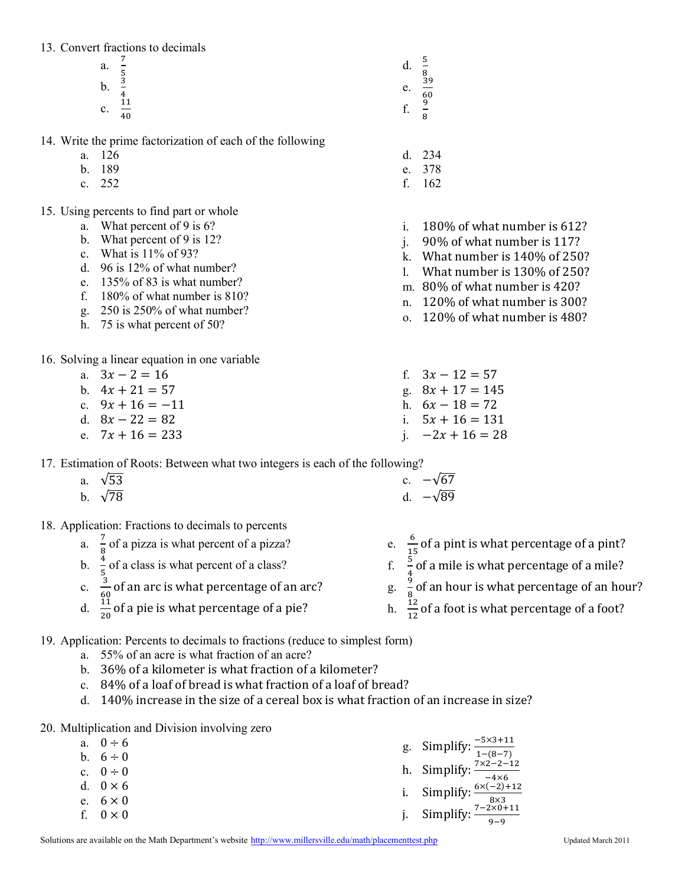13. Convert fractions to decimals

    a. $\frac{7}{5}$

    b. $\frac{3}{4}$

    c. $\frac{11}{40}$

    d. $\frac{5}{8}$

    e. $\frac{39}{60}$

    f. $\frac{9}{8}$

14. Write the prime factorization of each of the following

    a. 126

    b. 189

    c. 252

    d. 234

    e. 378

    f. 162

15. Using percents to find part or whole

    a. What percent of 9 is 6?

    b. What percent of 9 is 12?

    c. What is 11% of 93?

    d. 96 is 12% of what number?

    e. 135% of 83 is what number?

    f. 180% of what number is 810?

    g. 250 is 250% of what number?

    h. 75 is what percent of 50?

    i. 180% of what number is 612?

    j. 90% of what number is 117?

    k. What number is 140% of 250?

    l. What number is 130% of 250?

    m. 80% of what number is 420?

    n. 120% of what number is 300?

    o. 120% of what number is 480?

16. Solving a linear equation in one variable

    a. $3x - 2 = 16$

    b. $4x + 21 = 57$

    c. $9x + 16 = -11$

    d. $8x - 22 = 82$

    e. $7x + 16 = 233$

    f. $3x - 12 = 57$

    g. $8x + 17 = 145$

    h. $6x - 18 = 72$

    i. $5x + 16 = 131$

    j. $-2x + 16 = 28$

17. Estimation of Roots: Between what two integers is each of the following?

    a. $\sqrt{53}$

    b. $\sqrt{78}$

    c. $-\sqrt{67}$

    d. $-\sqrt{89}$

18. Application: Fractions to decimals to percents

    a. $\frac{7}{8}$ of a pizza is what percent of a pizza?

    b. $\frac{4}{5}$ of a class is what percent of a class?

    c. $\frac{3}{60}$ of an arc is what percentage of an arc?

    d. $\frac{11}{20}$ of a pie is what percentage of a pie?

    e. $\frac{6}{15}$ of a pint is what percentage of a pint?

    f. $\frac{5}{4}$ of a mile is what percentage of a mile?

    g. $\frac{9}{8}$ of an hour is what percentage of an hour?

    h. $\frac{12}{12}$ of a foot is what percentage of a foot?

19. Application: Percents to decimals to fractions (reduce to simplest form)

    a. 55% of an acre is what fraction of an acre?

    b. 36% of a kilometer is what fraction of a kilometer?

    c. 84% of a loaf of bread is what fraction of a loaf of bread?

    d. 140% increase in the size of a cereal box is what fraction of an increase in size?

20. Multiplication and Division involving zero

    a. $0 \div 6$

    b. $6 \div 0$

    c. $0 \div 0$

    d. $0 \times 6$

    e. $6 \times 0$

    f. $0 \times 0$

    g. Simplify: $\frac{-5\times3+11}{1-(8-7)}$

    h. Simplify: $\frac{7\times2-2-12}{-4\times6}$

    i. Simplify: $\frac{6\times(-2)+12}{8\times3}$

    j. Simplify: $\frac{7-2\times0+11}{9-9}$

Solutions are available on the Math Department's website http://www.millersville.edu/math/placementtest.php

Updated March 2011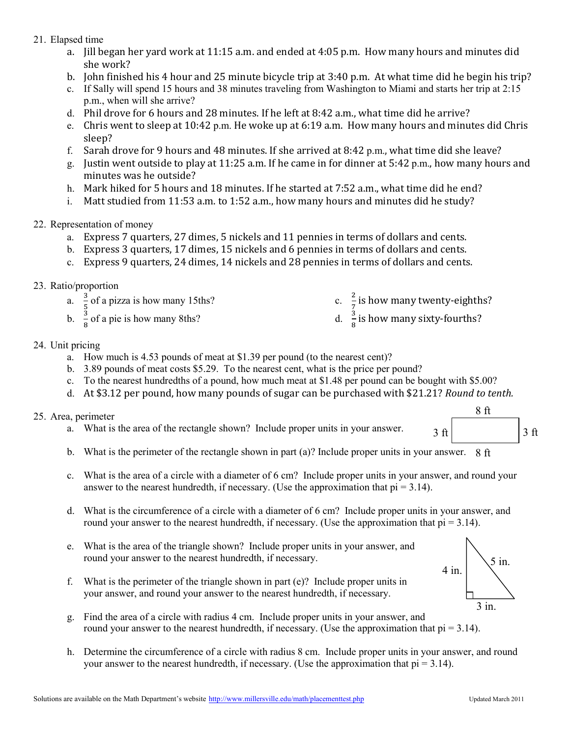21. Elapsed time
    a. Jill began her yard work at 11:15 a.m. and ended at 4:05 p.m. How many hours and minutes did she work?
    b. John finished his 4 hour and 25 minute bicycle trip at 3:40 p.m. At what time did he begin his trip?
    c. If Sally will spend 15 hours and 38 minutes traveling from Washington to Miami and starts her trip at 2:15 p.m., when will she arrive?
    d. Phil drove for 6 hours and 28 minutes. If he left at 8:42 a.m., what time did he arrive?
    e. Chris went to sleep at 10:42 p.m. He woke up at 6:19 a.m. How many hours and minutes did Chris sleep?
    f. Sarah drove for 9 hours and 48 minutes. If she arrived at 8:42 p.m., what time did she leave?
    g. Justin went outside to play at 11:25 a.m. If he came in for dinner at 5:42 p.m., how many hours and minutes was he outside?
    h. Mark hiked for 5 hours and 18 minutes. If he started at 7:52 a.m., what time did he end?
    i. Matt studied from 11:53 a.m. to 1:52 a.m., how many hours and minutes did he study?

22. Representation of money
    a. Express 7 quarters, 27 dimes, 5 nickels and 11 pennies in terms of dollars and cents.
    b. Express 3 quarters, 17 dimes, 15 nickels and 6 pennies in terms of dollars and cents.
    c. Express 9 quarters, 24 dimes, 14 nickels and 28 pennies in terms of dollars and cents.

23. Ratio/proportion
    a. $\frac{3}{5}$ of a pizza is how many 15ths?
    b. $\frac{3}{8}$ of a pie is how many 8ths?
    c. $\frac{2}{7}$ is how many twenty-eighths?
    d. $\frac{3}{8}$ is how many sixty-fourths?

24. Unit pricing
    a. How much is 4.53 pounds of meat at $1.39 per pound (to the nearest cent)?
    b. 3.89 pounds of meat costs $5.29. To the nearest cent, what is the price per pound?
    c. To the nearest hundredths of a pound, how much meat at $1.48 per pound can be bought with $5.00?
    d. At $3.12 per pound, how many pounds of sugar can be purchased with $21.21? *Round to tenth.*

25. Area, perimeter
    a. What is the area of the rectangle shown? Include proper units in your answer.

       8 ft
       3 ft 3 ft
       8 ft

    b. What is the perimeter of the rectangle shown in part (a)? Include proper units in your answer.
    c. What is the area of a circle with a diameter of 6 cm? Include proper units in your answer, and round your answer to the nearest hundredth, if necessary. (Use the approximation that pi = 3.14).
    d. What is the circumference of a circle with a diameter of 6 cm? Include proper units in your answer, and round your answer to the nearest hundredth, if necessary. (Use the approximation that pi = 3.14).
    e. What is the area of the triangle shown? Include proper units in your answer, and round your answer to the nearest hundredth, if necessary.

       4 in.
       5 in.
       3 in.

    f. What is the perimeter of the triangle shown in part (e)? Include proper units in your answer, and round your answer to the nearest hundredth, if necessary.
    g. Find the area of a circle with radius 4 cm. Include proper units in your answer, and round your answer to the nearest hundredth, if necessary. (Use the approximation that pi = 3.14).
    h. Determine the circumference of a circle with radius 8 cm. Include proper units in your answer, and round your answer to the nearest hundredth, if necessary. (Use the approximation that pi = 3.14).

Solutions are available on the Math Department's website http://www.millersville.edu/math/placementtest.php

Updated March 2011